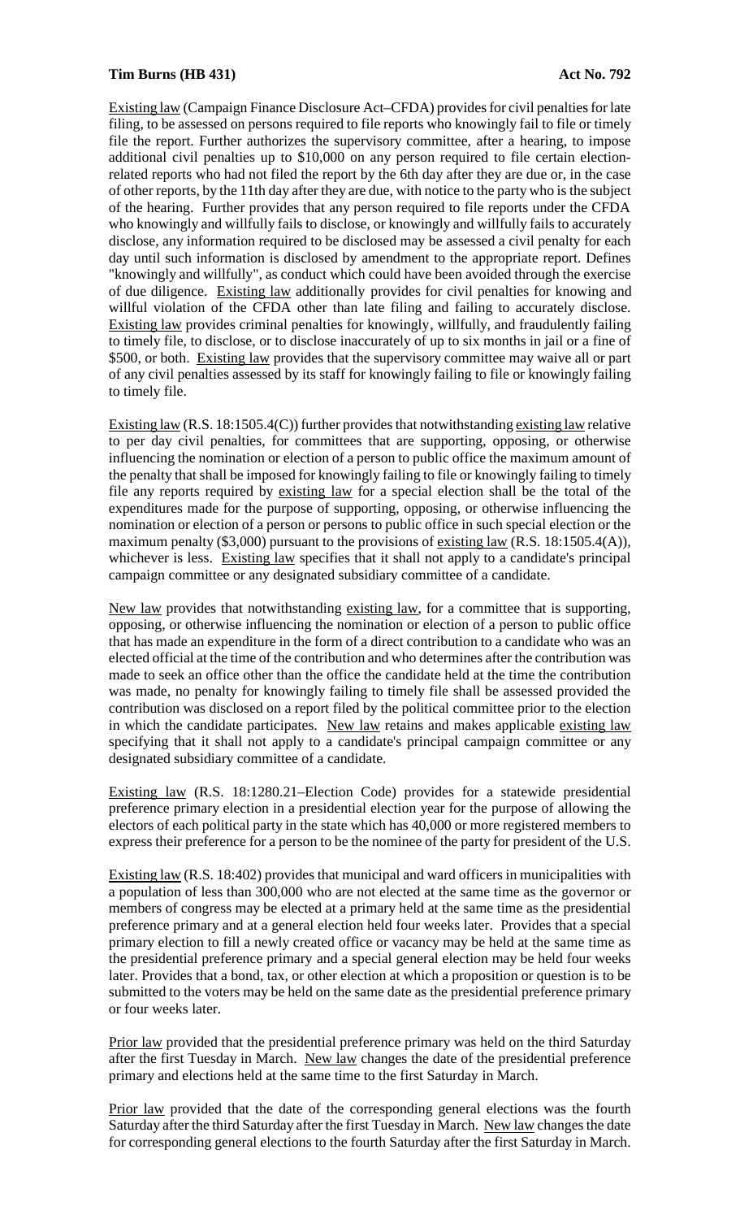**Tim Burns (HB 431)** **Act No. 792**

Existing law (Campaign Finance Disclosure Act–CFDA) provides for civil penalties for late filing, to be assessed on persons required to file reports who knowingly fail to file or timely file the report. Further authorizes the supervisory committee, after a hearing, to impose additional civil penalties up to $10,000 on any person required to file certain election-related reports who had not filed the report by the 6th day after they are due or, in the case of other reports, by the 11th day after they are due, with notice to the party who is the subject of the hearing. Further provides that any person required to file reports under the CFDA who knowingly and willfully fails to disclose, or knowingly and willfully fails to accurately disclose, any information required to be disclosed may be assessed a civil penalty for each day until such information is disclosed by amendment to the appropriate report. Defines "knowingly and willfully", as conduct which could have been avoided through the exercise of due diligence. Existing law additionally provides for civil penalties for knowing and willful violation of the CFDA other than late filing and failing to accurately disclose. Existing law provides criminal penalties for knowingly, willfully, and fraudulently failing to timely file, to disclose, or to disclose inaccurately of up to six months in jail or a fine of $500, or both. Existing law provides that the supervisory committee may waive all or part of any civil penalties assessed by its staff for knowingly failing to file or knowingly failing to timely file.

Existing law (R.S. 18:1505.4(C)) further provides that notwithstanding existing law relative to per day civil penalties, for committees that are supporting, opposing, or otherwise influencing the nomination or election of a person to public office the maximum amount of the penalty that shall be imposed for knowingly failing to file or knowingly failing to timely file any reports required by existing law for a special election shall be the total of the expenditures made for the purpose of supporting, opposing, or otherwise influencing the nomination or election of a person or persons to public office in such special election or the maximum penalty ($3,000) pursuant to the provisions of existing law (R.S. 18:1505.4(A)), whichever is less. Existing law specifies that it shall not apply to a candidate's principal campaign committee or any designated subsidiary committee of a candidate.

New law provides that notwithstanding existing law, for a committee that is supporting, opposing, or otherwise influencing the nomination or election of a person to public office that has made an expenditure in the form of a direct contribution to a candidate who was an elected official at the time of the contribution and who determines after the contribution was made to seek an office other than the office the candidate held at the time the contribution was made, no penalty for knowingly failing to timely file shall be assessed provided the contribution was disclosed on a report filed by the political committee prior to the election in which the candidate participates. New law retains and makes applicable existing law specifying that it shall not apply to a candidate's principal campaign committee or any designated subsidiary committee of a candidate.

Existing law (R.S. 18:1280.21–Election Code) provides for a statewide presidential preference primary election in a presidential election year for the purpose of allowing the electors of each political party in the state which has 40,000 or more registered members to express their preference for a person to be the nominee of the party for president of the U.S.

Existing law (R.S. 18:402) provides that municipal and ward officers in municipalities with a population of less than 300,000 who are not elected at the same time as the governor or members of congress may be elected at a primary held at the same time as the presidential preference primary and at a general election held four weeks later. Provides that a special primary election to fill a newly created office or vacancy may be held at the same time as the presidential preference primary and a special general election may be held four weeks later. Provides that a bond, tax, or other election at which a proposition or question is to be submitted to the voters may be held on the same date as the presidential preference primary or four weeks later.

Prior law provided that the presidential preference primary was held on the third Saturday after the first Tuesday in March. New law changes the date of the presidential preference primary and elections held at the same time to the first Saturday in March.

Prior law provided that the date of the corresponding general elections was the fourth Saturday after the third Saturday after the first Tuesday in March. New law changes the date for corresponding general elections to the fourth Saturday after the first Saturday in March.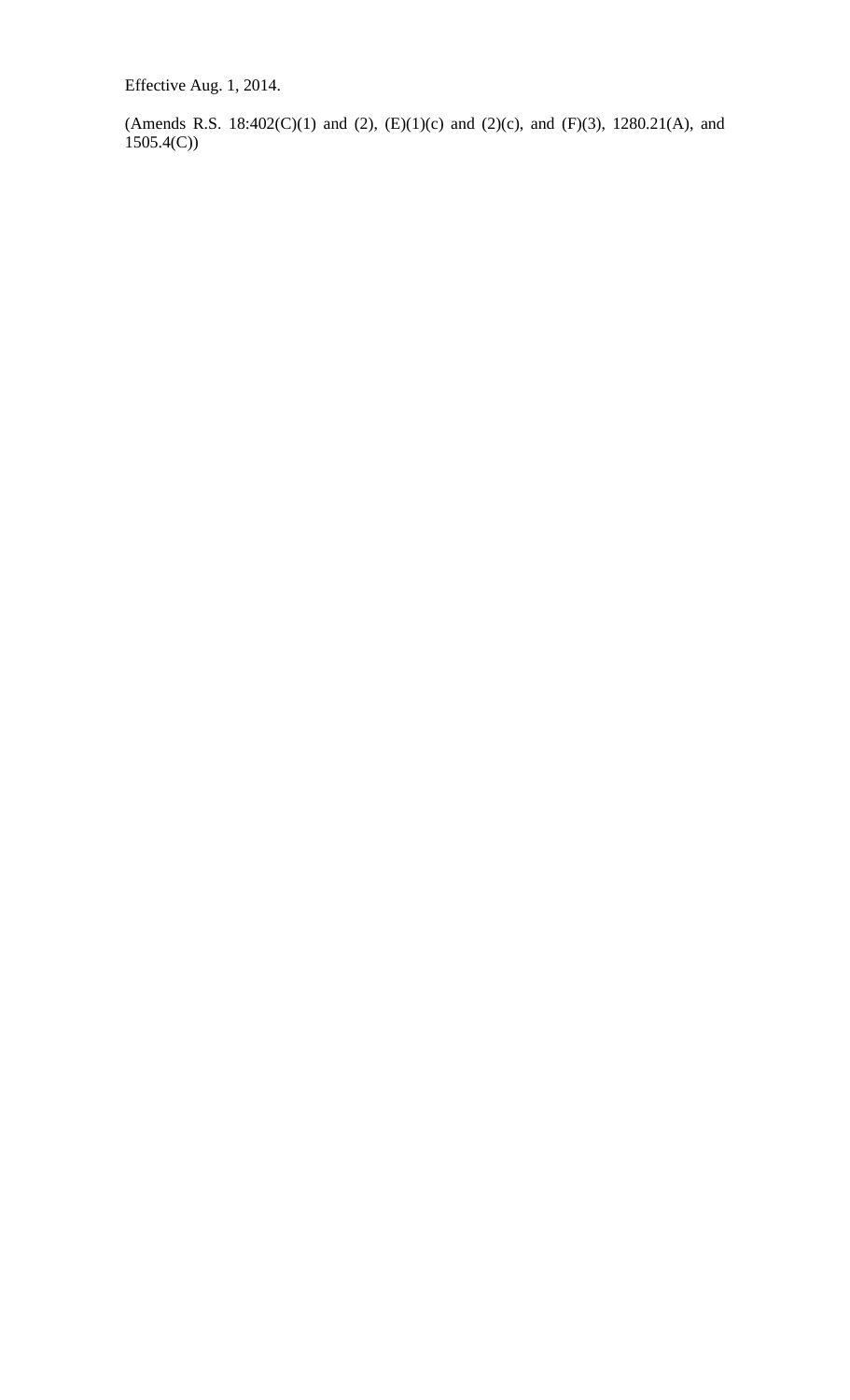Effective Aug. 1, 2014.

(Amends R.S. 18:402(C)(1) and (2), (E)(1)(c) and (2)(c), and (F)(3), 1280.21(A), and 1505.4(C))